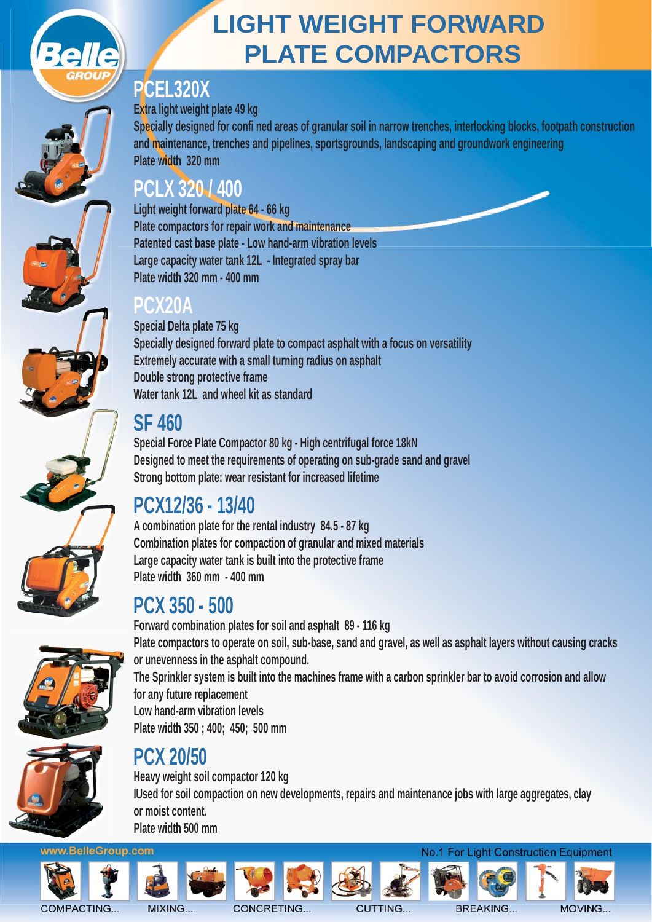# LIGHT WEIGHT FORWARD PLATE COMPACTORS

## PCEL320X

Extra light weight plate 49 kg
Specially designed for confi ned areas of granular soil in narrow trenches, interlocking blocks, footpath construction and maintenance, trenches and pipelines, sportsgrounds, landscaping and groundwork engineering
Plate width 320 mm

## PCLX 320 / 400

Light weight forward plate 64 - 66 kg
Plate compactors for repair work and maintenance
Patented cast base plate - Low hand-arm vibration levels
Large capacity water tank 12L - Integrated spray bar
Plate width 320 mm - 400 mm

## PCX20A

Special Delta plate 75 kg
Specially designed forward plate to compact asphalt with a focus on versatility
Extremely accurate with a small turning radius on asphalt
Double strong protective frame
Water tank 12L and wheel kit as standard

## SF 460

Special Force Plate Compactor 80 kg - High centrifugal force 18kN
Designed to meet the requirements of operating on sub-grade sand and gravel
Strong bottom plate: wear resistant for increased lifetime

## PCX12/36 - 13/40

A combination plate for the rental industry 84.5 - 87 kg
Combination plates for compaction of granular and mixed materials
Large capacity water tank is built into the protective frame
Plate width 360 mm - 400 mm

## PCX 350 - 500

Forward combination plates for soil and asphalt 89 - 116 kg
Plate compactors to operate on soil, sub-base, sand and gravel, as well as asphalt layers without causing cracks or unevenness in the asphalt compound.
The Sprinkler system is built into the machines frame with a carbon sprinkler bar to avoid corrosion and allow for any future replacement
Low hand-arm vibration levels
Plate width 350 ; 400; 450; 500 mm

## PCX 20/50

Heavy weight soil compactor 120 kg
IUsed for soil compaction on new developments, repairs and maintenance jobs with large aggregates, clay or moist content.
Plate width 500 mm

www.BelleGroup.com — No.1 For Light Construction Equipment

COMPACTING... MIXING... CONCRETING... CUTTING... BREAKING... MOVING...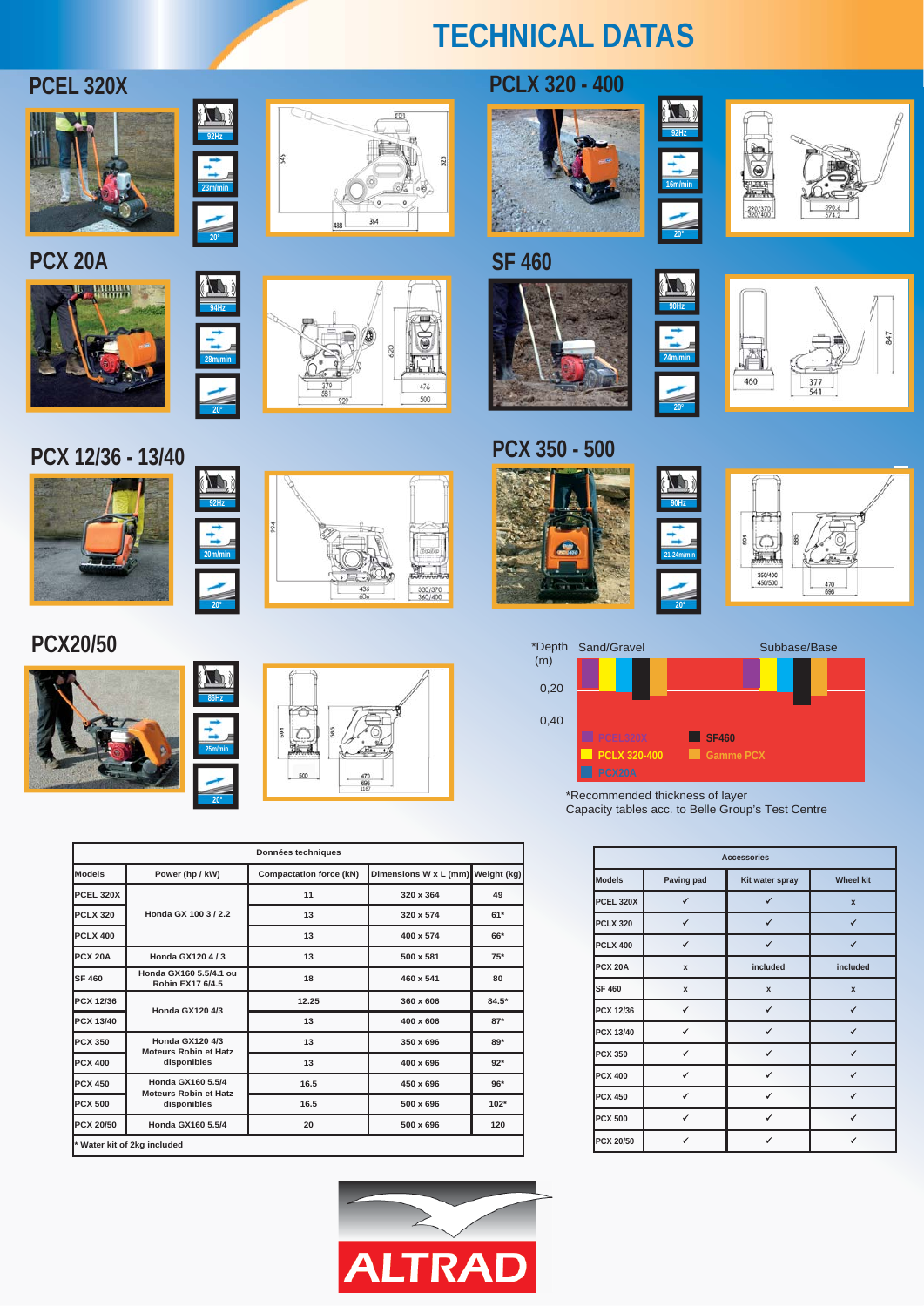# TECHNICAL DATAS

## PCEL 320X

92Hz

23m/min

20°

## PCLX 320 - 400

92Hz

16m/min

20°

## PCX 20A

94Hz

28m/min

20°

## SF 460

90Hz

24m/min

20°

## PCX 12/36 - 13/40

92Hz

20m/min

20°

## PCX 350 - 500

90Hz

21-24m/min

20°

## PCX20/50

86Hz

25m/min

20°

*Depth (m)

Sand/Gravel

Subbase/Base

0,20

0,40

PCEL 320X

SF460

PCLX 320-400

Gamme PCX

PCX20A

*Recommended thickness of layer
Capacity tables acc. to Belle Group's Test Centre

| Données techniques | | | | |
|---|---|---|---|---|
| Models | Power (hp / kW) | Compactation force (kN) | Dimensions W x L (mm) | Weight (kg) |
| PCEL 320X | Honda GX 100 3 / 2.2 | 11 | 320 x 364 | 49 |
| PCLX 320 | | 13 | 320 x 574 | 61* |
| PCLX 400 | | 13 | 400 x 574 | 66* |
| PCX 20A | Honda GX120 4 / 3 | 13 | 500 x 581 | 75* |
| SF 460 | Honda GX160 5.5/4.1 ou Robin EX17 6/4.5 | 18 | 460 x 541 | 80 |
| PCX 12/36 | Honda GX120 4/3 | 12.25 | 360 x 606 | 84.5* |
| PCX 13/40 | | 13 | 400 x 606 | 87* |
| PCX 350 | Honda GX120 4/3 Moteurs Robin et Hatz disponibles | 13 | 350 x 696 | 89* |
| PCX 400 | | 13 | 400 x 696 | 92* |
| PCX 450 | Honda GX160 5.5/4 Moteurs Robin et Hatz disponibles | 16.5 | 450 x 696 | 96* |
| PCX 500 | | 16.5 | 500 x 696 | 102* |
| PCX 20/50 | Honda GX160 5.5/4 | 20 | 500 x 696 | 120 |

* Water kit of 2kg included

| Accessories | | | |
|---|---|---|---|
| Models | Paving pad | Kit water spray | Wheel kit |
| PCEL 320X | ✓ | ✓ | x |
| PCLX 320 | ✓ | ✓ | ✓ |
| PCLX 400 | ✓ | ✓ | ✓ |
| PCX 20A | x | included | included |
| SF 460 | x | x | x |
| PCX 12/36 | ✓ | ✓ | ✓ |
| PCX 13/40 | ✓ | ✓ | ✓ |
| PCX 350 | ✓ | ✓ | ✓ |
| PCX 400 | ✓ | ✓ | ✓ |
| PCX 450 | ✓ | ✓ | ✓ |
| PCX 500 | ✓ | ✓ | ✓ |
| PCX 20/50 | ✓ | ✓ | ✓ |

ALTRAD